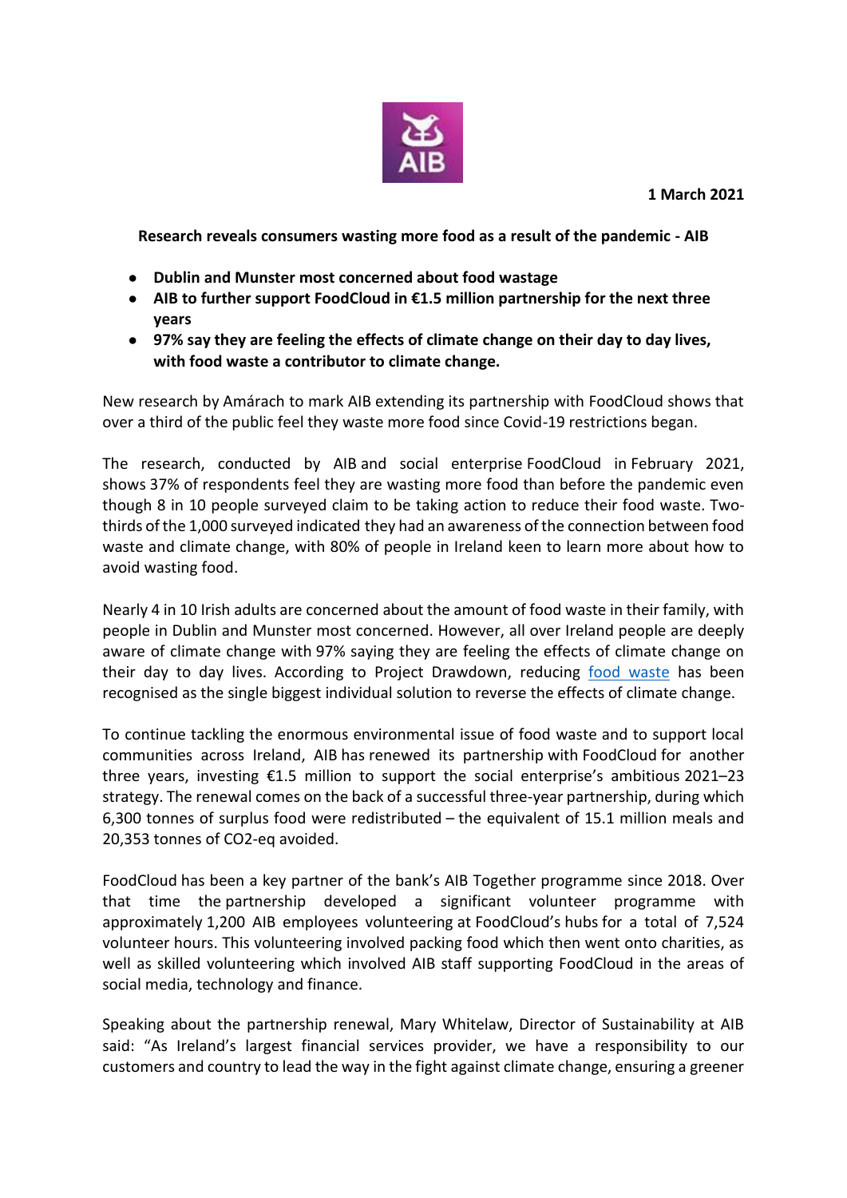**1 March 2021**

**Research reveals consumers wasting more food as a result of the pandemic - AIB**

- **Dublin and Munster most concerned about food wastage**
- **AIB to further support FoodCloud in €1.5 million partnership for the next three years**
- **97% say they are feeling the effects of climate change on their day to day lives, with food waste a contributor to climate change.**

New research by Amárach to mark AIB extending its partnership with FoodCloud shows that over a third of the public feel they waste more food since Covid-19 restrictions began.

The research, conducted by AIB and social enterprise FoodCloud in February 2021, shows 37% of respondents feel they are wasting more food than before the pandemic even though 8 in 10 people surveyed claim to be taking action to reduce their food waste. Two-thirds of the 1,000 surveyed indicated they had an awareness of the connection between food waste and climate change, with 80% of people in Ireland keen to learn more about how to avoid wasting food.

Nearly 4 in 10 Irish adults are concerned about the amount of food waste in their family, with people in Dublin and Munster most concerned. However, all over Ireland people are deeply aware of climate change with 97% saying they are feeling the effects of climate change on their day to day lives. According to Project Drawdown, reducing food waste has been recognised as the single biggest individual solution to reverse the effects of climate change.

To continue tackling the enormous environmental issue of food waste and to support local communities across Ireland, AIB has renewed its partnership with FoodCloud for another three years, investing €1.5 million to support the social enterprise's ambitious 2021–23 strategy. The renewal comes on the back of a successful three-year partnership, during which 6,300 tonnes of surplus food were redistributed – the equivalent of 15.1 million meals and 20,353 tonnes of CO2-eq avoided.

FoodCloud has been a key partner of the bank's AIB Together programme since 2018. Over that time the partnership developed a significant volunteer programme with approximately 1,200 AIB employees volunteering at FoodCloud's hubs for a total of 7,524 volunteer hours. This volunteering involved packing food which then went onto charities, as well as skilled volunteering which involved AIB staff supporting FoodCloud in the areas of social media, technology and finance.

Speaking about the partnership renewal, Mary Whitelaw, Director of Sustainability at AIB said: "As Ireland's largest financial services provider, we have a responsibility to our customers and country to lead the way in the fight against climate change, ensuring a greener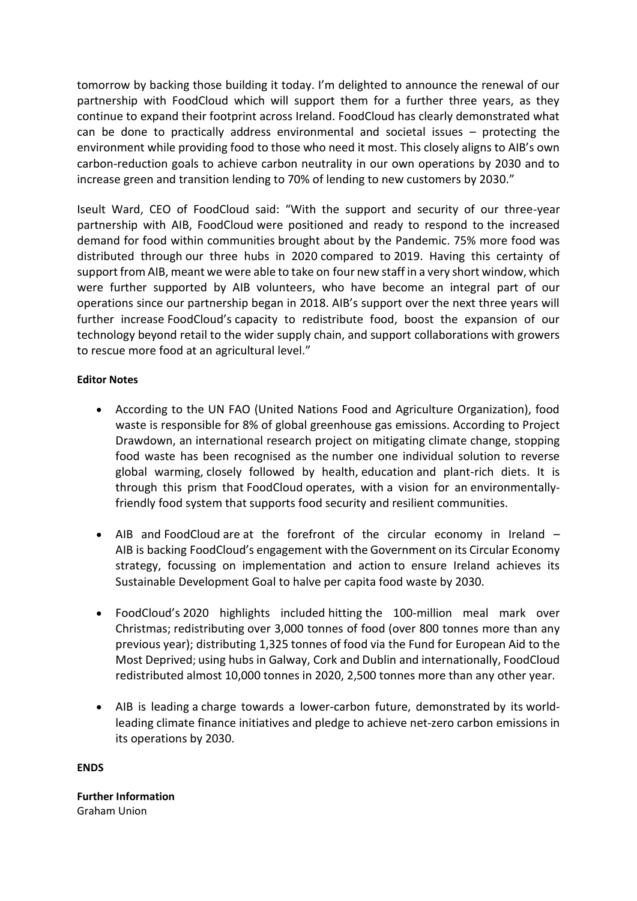tomorrow by backing those building it today. I'm delighted to announce the renewal of our partnership with FoodCloud which will support them for a further three years, as they continue to expand their footprint across Ireland. FoodCloud has clearly demonstrated what can be done to practically address environmental and societal issues – protecting the environment while providing food to those who need it most. This closely aligns to AIB's own carbon-reduction goals to achieve carbon neutrality in our own operations by 2030 and to increase green and transition lending to 70% of lending to new customers by 2030."

Iseult Ward, CEO of FoodCloud said: "With the support and security of our three-year partnership with AIB, FoodCloud were positioned and ready to respond to the increased demand for food within communities brought about by the Pandemic. 75% more food was distributed through our three hubs in 2020 compared to 2019. Having this certainty of support from AIB, meant we were able to take on four new staff in a very short window, which were further supported by AIB volunteers, who have become an integral part of our operations since our partnership began in 2018. AIB's support over the next three years will further increase FoodCloud's capacity to redistribute food, boost the expansion of our technology beyond retail to the wider supply chain, and support collaborations with growers to rescue more food at an agricultural level."

**Editor Notes**

- According to the UN FAO (United Nations Food and Agriculture Organization), food waste is responsible for 8% of global greenhouse gas emissions. According to Project Drawdown, an international research project on mitigating climate change, stopping food waste has been recognised as the number one individual solution to reverse global warming, closely followed by health, education and plant-rich diets. It is through this prism that FoodCloud operates, with a vision for an environmentally-friendly food system that supports food security and resilient communities.

- AIB and FoodCloud are at the forefront of the circular economy in Ireland – AIB is backing FoodCloud's engagement with the Government on its Circular Economy strategy, focussing on implementation and action to ensure Ireland achieves its Sustainable Development Goal to halve per capita food waste by 2030.

- FoodCloud's 2020 highlights included hitting the 100-million meal mark over Christmas; redistributing over 3,000 tonnes of food (over 800 tonnes more than any previous year); distributing 1,325 tonnes of food via the Fund for European Aid to the Most Deprived; using hubs in Galway, Cork and Dublin and internationally, FoodCloud redistributed almost 10,000 tonnes in 2020, 2,500 tonnes more than any other year.

- AIB is leading a charge towards a lower-carbon future, demonstrated by its world-leading climate finance initiatives and pledge to achieve net-zero carbon emissions in its operations by 2030.

**ENDS**

**Further Information**
Graham Union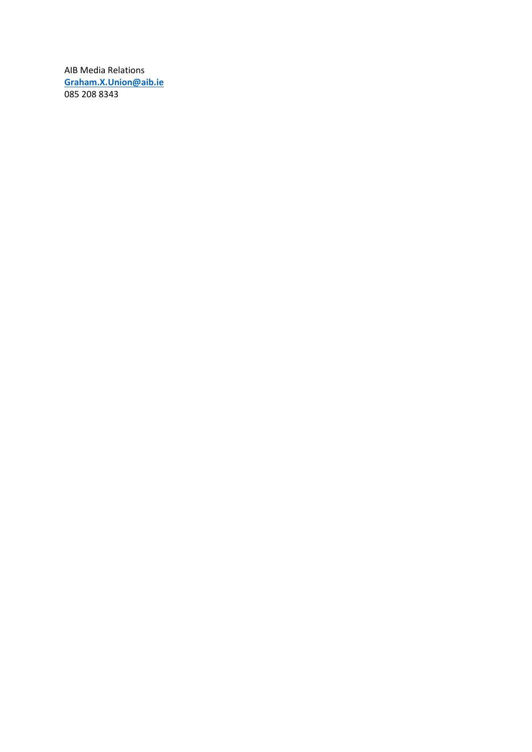AIB Media Relations
**[Graham.X.Union@aib.ie](mailto:Graham.X.Union@aib.ie)**
085 208 8343